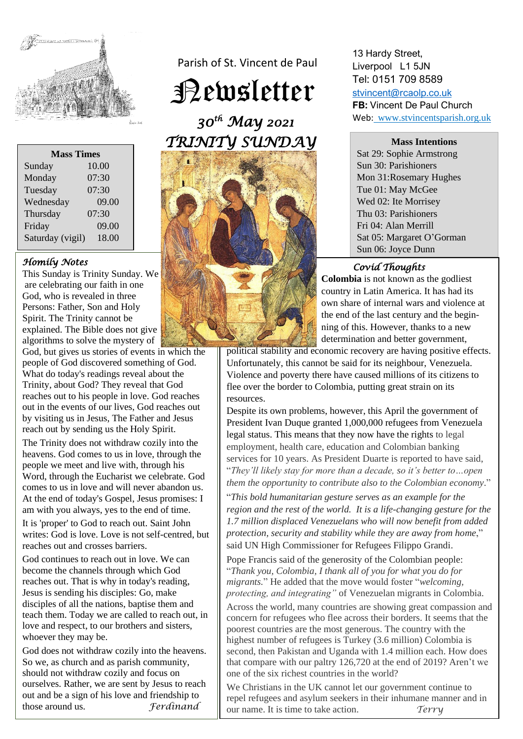Parish of St. Vincent de Paul

# Newsletter

*30th May 2021*

## TRINITY SUNDAY

13 Hardy Street,
Liverpool L1 5JN
Tel: 0151 709 8589
stvincent@rcaolp.co.uk
**FB:** Vincent De Paul Church
Web: www.stvincentsparish.org.uk

| Mass Times | |
|---|---|
| Sunday | 10.00 |
| Monday | 07:30 |
| Tuesday | 07:30 |
| Wednesday | 09.00 |
| Thursday | 07:30 |
| Friday | 09.00 |
| Saturday (vigil) | 18.00 |

**Mass Intentions**

Sat 29: Sophie Armstrong
Sun 30: Parishioners
Mon 31: Rosemary Hughes
Tue 01: May McGee
Wed 02: Ite Morrisey
Thu 03: Parishioners
Fri 04: Alan Merrill
Sat 05: Margaret O'Gorman
Sun 06: Joyce Dunn

### *Homily Notes*

This Sunday is Trinity Sunday. We are celebrating our faith in one God, who is revealed in three Persons: Father, Son and Holy Spirit. The Trinity cannot be explained. The Bible does not give algorithms to solve the mystery of God, but gives us stories of events in which the people of God discovered something of God. What do today's readings reveal about the Trinity, about God? They reveal that God reaches out to his people in love. God reaches out in the events of our lives, God reaches out by visiting us in Jesus, The Father and Jesus reach out by sending us the Holy Spirit.

The Trinity does not withdraw cozily into the heavens. God comes to us in love, through the people we meet and live with, through his Word, through the Eucharist we celebrate. God comes to us in love and will never abandon us. At the end of today's Gospel, Jesus promises: I am with you always, yes to the end of time.

It is 'proper' to God to reach out. Saint John writes: God is love. Love is not self-centred, but reaches out and crosses barriers.

God continues to reach out in love. We can become the channels through which God reaches out. That is why in today's reading, Jesus is sending his disciples: Go, make disciples of all the nations, baptise them and teach them. Today we are called to reach out, in love and respect, to our brothers and sisters, whoever they may be.

God does not withdraw cozily into the heavens. So we, as church and as parish community, should not withdraw cozily and focus on ourselves. Rather, we are sent by Jesus to reach out and be a sign of his love and friendship to those around us. *Ferdinand*

### *Covid Thoughts*

**Colombia** is not known as the godliest country in Latin America. It has had its own share of internal wars and violence at the end of the last century and the beginning of this. However, thanks to a new determination and better government, political stability and economic recovery are having positive effects. Unfortunately, this cannot be said for its neighbour, Venezuela. Violence and poverty there have caused millions of its citizens to flee over the border to Colombia, putting great strain on its resources.

Despite its own problems, however, this April the government of President Ivan Duque granted 1,000,000 refugees from Venezuela legal status. This means that they now have the rights to legal employment, health care, education and Colombian banking services for 10 years. As President Duarte is reported to have said, "*They'll likely stay for more than a decade, so it's better to…open them the opportunity to contribute also to the Colombian economy*."

"*This bold humanitarian gesture serves as an example for the region and the rest of the world. It is a life-changing gesture for the 1.7 million displaced Venezuelans who will now benefit from added protection, security and stability while they are away from home*," said UN High Commissioner for Refugees Filippo Grandi.

Pope Francis said of the generosity of the Colombian people: "*Thank you, Colombia, I thank all of you for what you do for migrants.*" He added that the move would foster "*welcoming, protecting, and integrating"* of Venezuelan migrants in Colombia.

Across the world, many countries are showing great compassion and concern for refugees who flee across their borders. It seems that the poorest countries are the most generous. The country with the highest number of refugees is Turkey (3.6 million) Colombia is second, then Pakistan and Uganda with 1.4 million each. How does that compare with our paltry 126,720 at the end of 2019? Aren't we one of the six richest countries in the world?

We Christians in the UK cannot let our government continue to repel refugees and asylum seekers in their inhumane manner and in our name. It is time to take action. *Terry*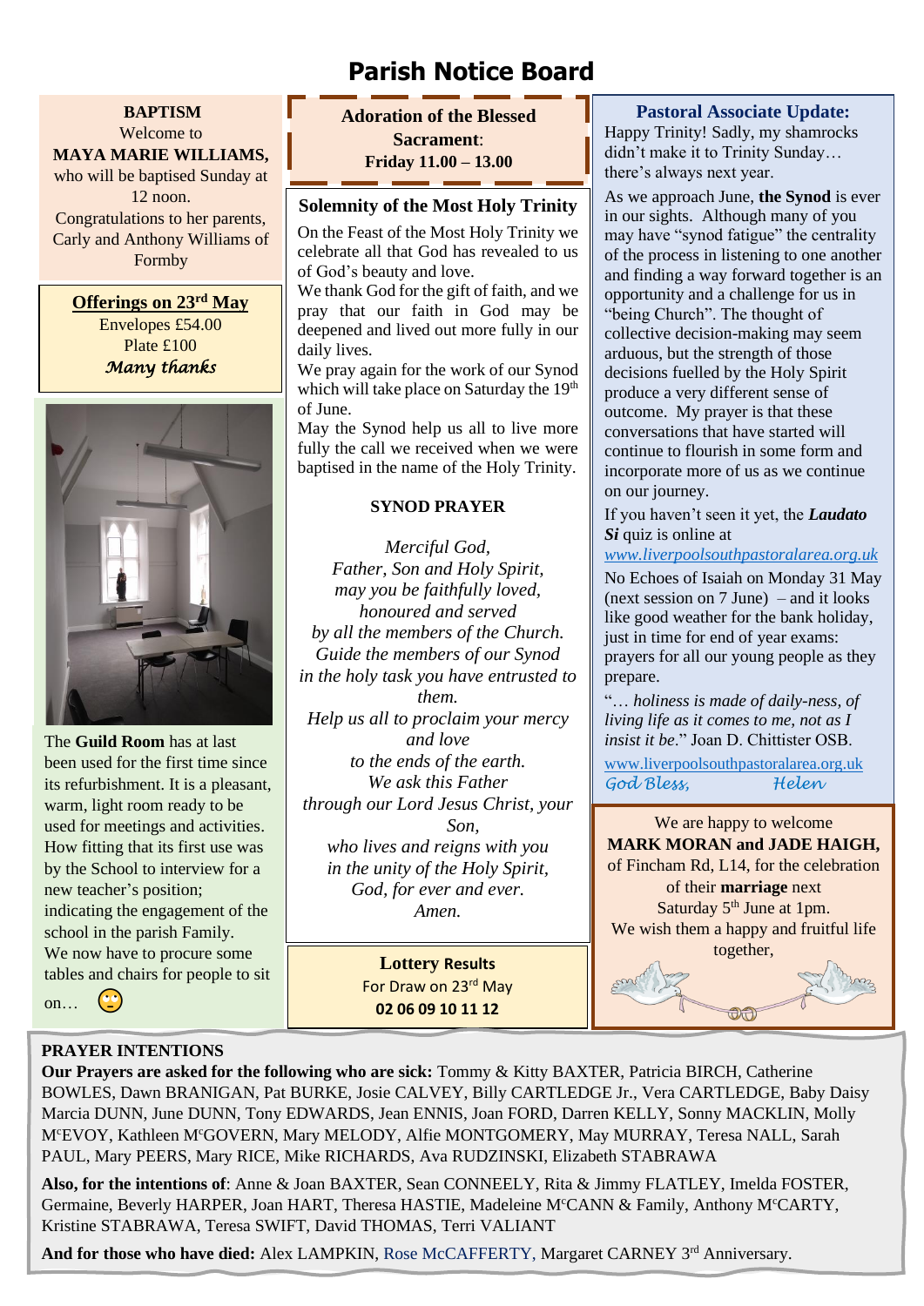# Parish Notice Board

**BAPTISM**
Welcome to
**MAYA MARIE WILLIAMS,**
who will be baptised Sunday at 12 noon.
Congratulations to her parents, Carly and Anthony Williams of Formby

**Offerings on 23rd May**
Envelopes £54.00
Plate £100
*Many thanks*

The **Guild Room** has at last been used for the first time since its refurbishment. It is a pleasant, warm, light room ready to be used for meetings and activities. How fitting that its first use was by the School to interview for a new teacher's position; indicating the engagement of the school in the parish Family. We now have to procure some tables and chairs for people to sit on… 🙄

**Adoration of the Blessed Sacrament**:
**Friday 11.00 – 13.00**

**Solemnity of the Most Holy Trinity**

On the Feast of the Most Holy Trinity we celebrate all that God has revealed to us of God's beauty and love.

We thank God for the gift of faith, and we pray that our faith in God may be deepened and lived out more fully in our daily lives.

We pray again for the work of our Synod which will take place on Saturday the 19th of June.

May the Synod help us all to live more fully the call we received when we were baptised in the name of the Holy Trinity.

**SYNOD PRAYER**

*Merciful God,*
*Father, Son and Holy Spirit,*
*may you be faithfully loved,*
*honoured and served*
*by all the members of the Church.*
*Guide the members of our Synod*
*in the holy task you have entrusted to them.*
*Help us all to proclaim your mercy and love*
*to the ends of the earth.*
*We ask this Father*
*through our Lord Jesus Christ, your Son,*
*who lives and reigns with you*
*in the unity of the Holy Spirit,*
*God, for ever and ever.*
*Amen.*

**Lottery Results**
For Draw on 23rd May
**02 06 09 10 11 12**

**Pastoral Associate Update:**

Happy Trinity! Sadly, my shamrocks didn't make it to Trinity Sunday… there's always next year.

As we approach June, **the Synod** is ever in our sights. Although many of you may have "synod fatigue" the centrality of the process in listening to one another and finding a way forward together is an opportunity and a challenge for us in "being Church". The thought of collective decision-making may seem arduous, but the strength of those decisions fuelled by the Holy Spirit produce a very different sense of outcome. My prayer is that these conversations that have started will continue to flourish in some form and incorporate more of us as we continue on our journey.

If you haven't seen it yet, the ***Laudato Si*** quiz is online at *www.liverpoolsouthpastoralarea.org.uk*

No Echoes of Isaiah on Monday 31 May (next session on 7 June) – and it looks like good weather for the bank holiday, just in time for end of year exams: prayers for all our young people as they prepare.

"… *holiness is made of daily-ness, of living life as it comes to me, not as I insist it be*." Joan D. Chittister OSB.

www.liverpoolsouthpastoralarea.org.uk

*God Bless, Helen*

We are happy to welcome
**MARK MORAN and JADE HAIGH,**
of Fincham Rd, L14, for the celebration of their **marriage** next Saturday 5th June at 1pm.
We wish them a happy and fruitful life together,

**PRAYER INTENTIONS**

**Our Prayers are asked for the following who are sick:** Tommy & Kitty BAXTER, Patricia BIRCH, Catherine BOWLES, Dawn BRANIGAN, Pat BURKE, Josie CALVEY, Billy CARTLEDGE Jr., Vera CARTLEDGE, Baby Daisy Marcia DUNN, June DUNN, Tony EDWARDS, Jean ENNIS, Joan FORD, Darren KELLY, Sonny MACKLIN, Molly McEVOY, Kathleen McGOVERN, Mary MELODY, Alfie MONTGOMERY, May MURRAY, Teresa NALL, Sarah PAUL, Mary PEERS, Mary RICE, Mike RICHARDS, Ava RUDZINSKI, Elizabeth STABRAWA

**Also, for the intentions of**: Anne & Joan BAXTER, Sean CONNEELY, Rita & Jimmy FLATLEY, Imelda FOSTER, Germaine, Beverly HARPER, Joan HART, Theresa HASTIE, Madeleine McCANN & Family, Anthony McCARTY, Kristine STABRAWA, Teresa SWIFT, David THOMAS, Terri VALIANT

**And for those who have died:** Alex LAMPKIN, Rose McCAFFERTY, Margaret CARNEY 3rd Anniversary.